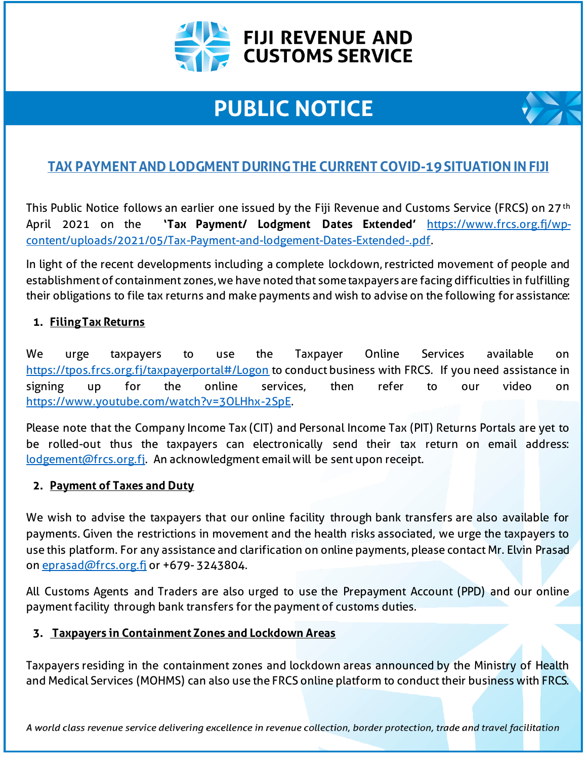# FIJI REVENUE AND CUSTOMS SERVICE

## PUBLIC NOTICE

### TAX PAYMENT AND LODGMENT DURING THE CURRENT COVID-19 SITUATION IN FIJI

This Public Notice follows an earlier one issued by the Fiji Revenue and Customs Service (FRCS) on 27th April 2021 on the **'Tax Payment/ Lodgment Dates Extended'** https://www.frcs.org.fj/wp-content/uploads/2021/05/Tax-Payment-and-lodgement-Dates-Extended-.pdf.

In light of the recent developments including a complete lockdown, restricted movement of people and establishment of containment zones, we have noted that some taxpayers are facing difficulties in fulfilling their obligations to file tax returns and make payments and wish to advise on the following for assistance:

1. **Filing Tax Returns**

We urge taxpayers to use the Taxpayer Online Services available on https://tpos.frcs.org.fj/taxpayerportal#/Logon to conduct business with FRCS. If you need assistance in signing up for the online services, then refer to our video on https://www.youtube.com/watch?v=3OLHhx-2SpE.

Please note that the Company Income Tax (CIT) and Personal Income Tax (PIT) Returns Portals are yet to be rolled-out thus the taxpayers can electronically send their tax return on email address: lodgement@frcs.org.fj. An acknowledgment email will be sent upon receipt.

2. **Payment of Taxes and Duty**

We wish to advise the taxpayers that our online facility through bank transfers are also available for payments. Given the restrictions in movement and the health risks associated, we urge the taxpayers to use this platform. For any assistance and clarification on online payments, please contact Mr. Elvin Prasad on eprasad@frcs.org.fj or +679- 3243804.

All Customs Agents and Traders are also urged to use the Prepayment Account (PPD) and our online payment facility through bank transfers for the payment of customs duties.

3. **Taxpayers in Containment Zones and Lockdown Areas**

Taxpayers residing in the containment zones and lockdown areas announced by the Ministry of Health and Medical Services (MOHMS) can also use the FRCS online platform to conduct their business with FRCS.

*A world class revenue service delivering excellence in revenue collection, border protection, trade and travel facilitation*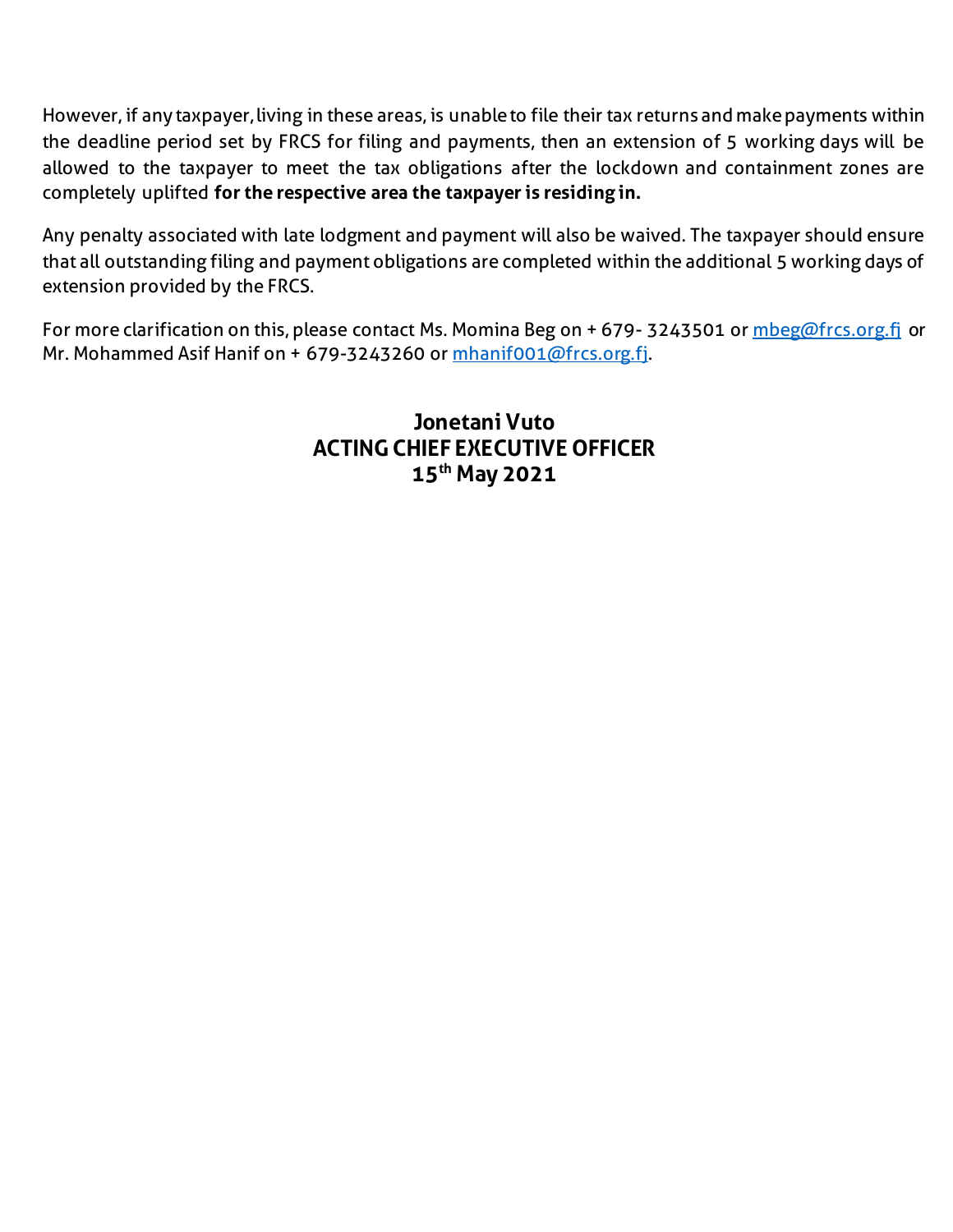However, if any taxpayer, living in these areas, is unable to file their tax returns and make payments within the deadline period set by FRCS for filing and payments, then an extension of 5 working days will be allowed to the taxpayer to meet the tax obligations after the lockdown and containment zones are completely uplifted **for the respective area the taxpayer is residing in.**

Any penalty associated with late lodgment and payment will also be waived. The taxpayer should ensure that all outstanding filing and payment obligations are completed within the additional 5 working days of extension provided by the FRCS.

For more clarification on this, please contact Ms. Momina Beg on + 679- 3243501 or mbeg@frcs.org.fj or Mr. Mohammed Asif Hanif on + 679-3243260 or mhanif001@frcs.org.fj.

**Jonetani Vuto**
**ACTING CHIEF EXECUTIVE OFFICER**
**15th May 2021**